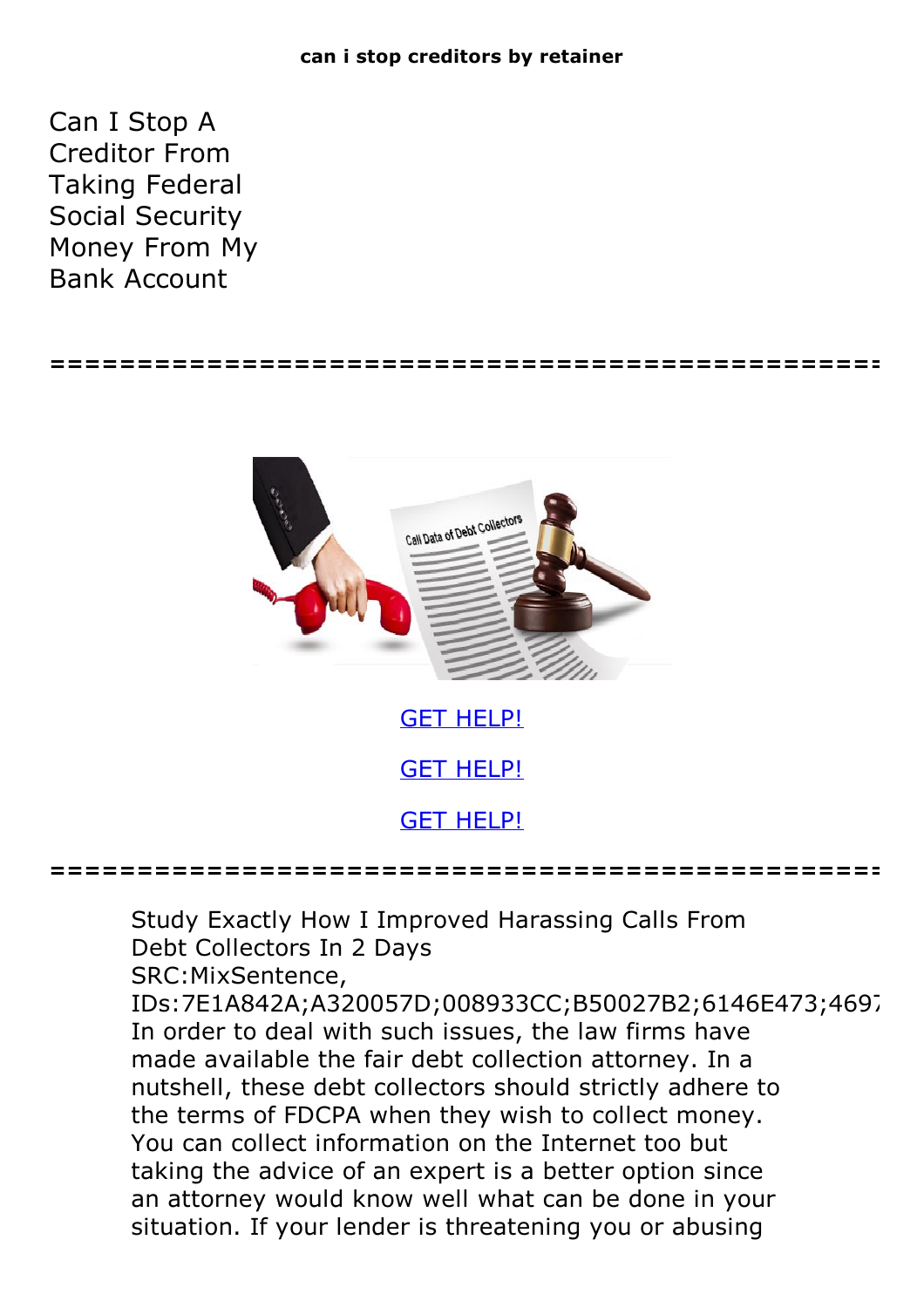can i stop creditors by retainer

# Can I Stop A Creditor From Taking Federal Social Security Money From My Bank Account

================================================

GET HELP!

GET HELP!

GET HELP!

================================================

Study Exactly How I Improved Harassing Calls From Debt Collectors In 2 Days
SRC:MixSentence,
IDs:7E1A842A;A320057D;008933CC;B50027B2;6146E473;4697
In order to deal with such issues, the law firms have made available the fair debt collection attorney. In a nutshell, these debt collectors should strictly adhere to the terms of FDCPA when they wish to collect money. You can collect information on the Internet too but taking the advice of an expert is a better option since an attorney would know well what can be done in your situation. If your lender is threatening you or abusing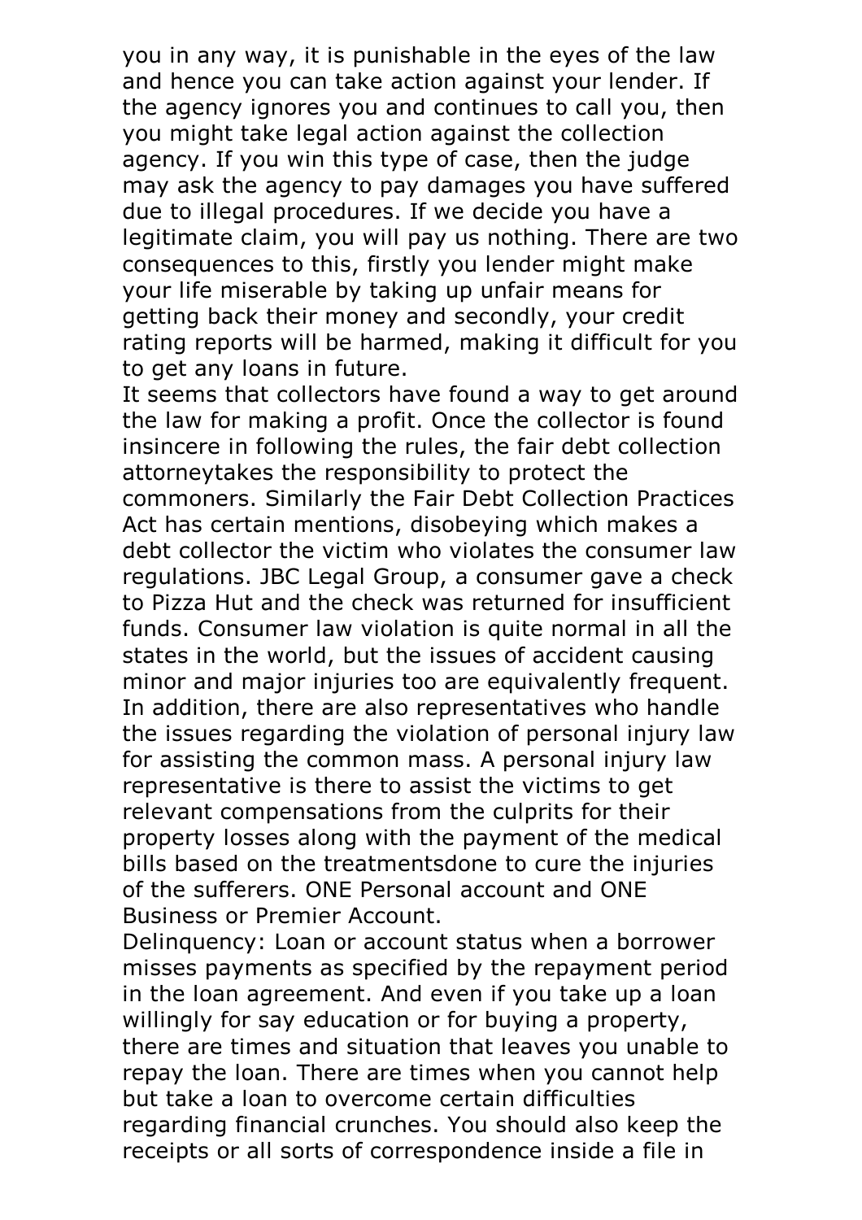you in any way, it is punishable in the eyes of the law and hence you can take action against your lender. If the agency ignores you and continues to call you, then you might take legal action against the collection agency. If you win this type of case, then the judge may ask the agency to pay damages you have suffered due to illegal procedures. If we decide you have a legitimate claim, you will pay us nothing. There are two consequences to this, firstly you lender might make your life miserable by taking up unfair means for getting back their money and secondly, your credit rating reports will be harmed, making it difficult for you to get any loans in future.

It seems that collectors have found a way to get around the law for making a profit. Once the collector is found insincere in following the rules, the fair debt collection attorneytakes the responsibility to protect the commoners. Similarly the Fair Debt Collection Practices Act has certain mentions, disobeying which makes a debt collector the victim who violates the consumer law regulations. JBC Legal Group, a consumer gave a check to Pizza Hut and the check was returned for insufficient funds. Consumer law violation is quite normal in all the states in the world, but the issues of accident causing minor and major injuries too are equivalently frequent. In addition, there are also representatives who handle the issues regarding the violation of personal injury law for assisting the common mass. A personal injury law representative is there to assist the victims to get relevant compensations from the culprits for their property losses along with the payment of the medical bills based on the treatmentsdone to cure the injuries of the sufferers. ONE Personal account and ONE Business or Premier Account.

Delinquency: Loan or account status when a borrower misses payments as specified by the repayment period in the loan agreement. And even if you take up a loan willingly for say education or for buying a property, there are times and situation that leaves you unable to repay the loan. There are times when you cannot help but take a loan to overcome certain difficulties regarding financial crunches. You should also keep the receipts or all sorts of correspondence inside a file in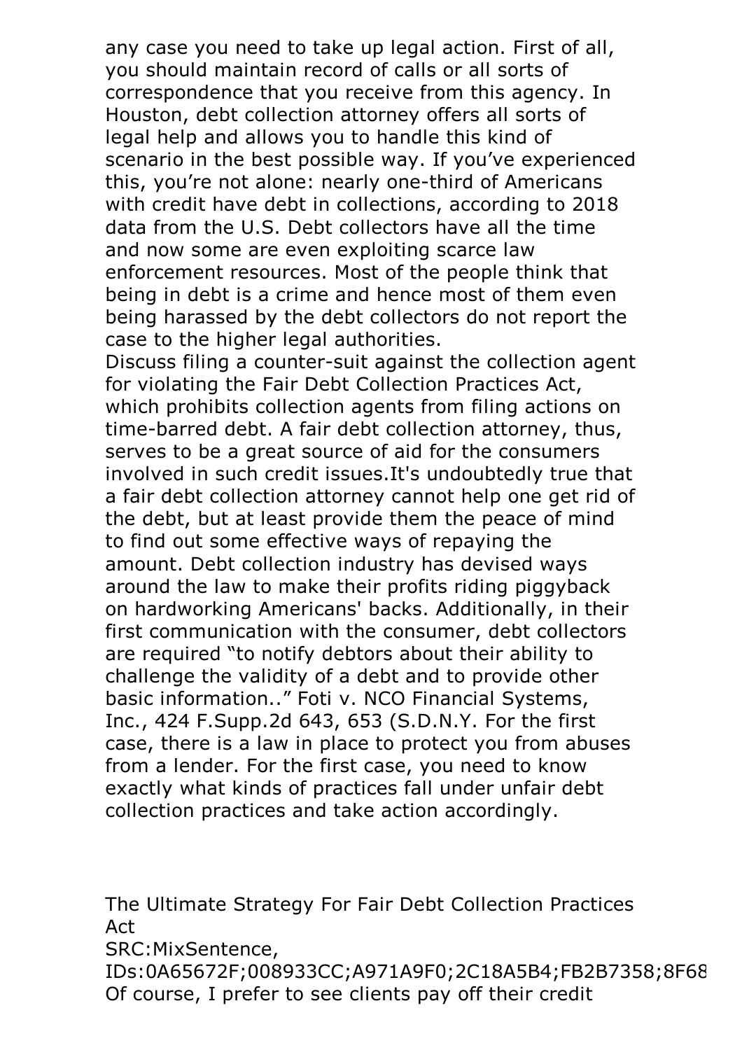any case you need to take up legal action. First of all, you should maintain record of calls or all sorts of correspondence that you receive from this agency. In Houston, debt collection attorney offers all sorts of legal help and allows you to handle this kind of scenario in the best possible way. If you've experienced this, you're not alone: nearly one-third of Americans with credit have debt in collections, according to 2018 data from the U.S. Debt collectors have all the time and now some are even exploiting scarce law enforcement resources. Most of the people think that being in debt is a crime and hence most of them even being harassed by the debt collectors do not report the case to the higher legal authorities.

Discuss filing a counter-suit against the collection agent for violating the Fair Debt Collection Practices Act, which prohibits collection agents from filing actions on time-barred debt. A fair debt collection attorney, thus, serves to be a great source of aid for the consumers involved in such credit issues.It's undoubtedly true that a fair debt collection attorney cannot help one get rid of the debt, but at least provide them the peace of mind to find out some effective ways of repaying the amount. Debt collection industry has devised ways around the law to make their profits riding piggyback on hardworking Americans' backs. Additionally, in their first communication with the consumer, debt collectors are required "to notify debtors about their ability to challenge the validity of a debt and to provide other basic information.." Foti v. NCO Financial Systems, Inc., 424 F.Supp.2d 643, 653 (S.D.N.Y. For the first case, there is a law in place to protect you from abuses from a lender. For the first case, you need to know exactly what kinds of practices fall under unfair debt collection practices and take action accordingly.

The Ultimate Strategy For Fair Debt Collection Practices Act

SRC:MixSentence, IDs:0A65672F;008933CC;A971A9F0;2C18A5B4;FB2B7358;8F68

Of course, I prefer to see clients pay off their credit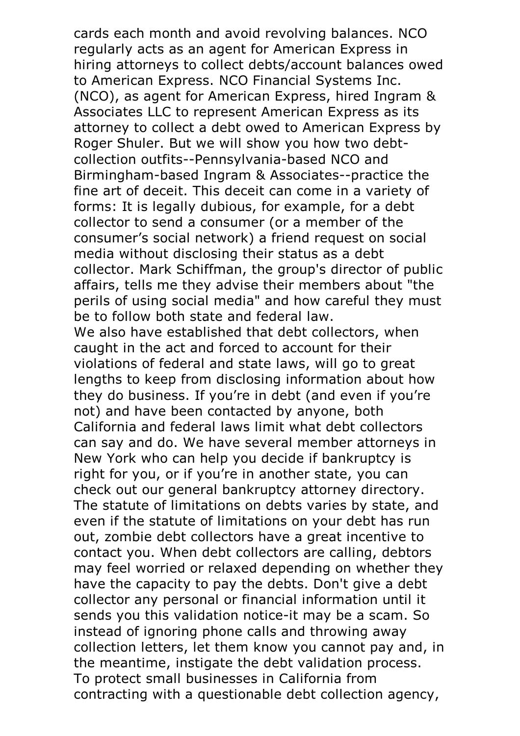cards each month and avoid revolving balances. NCO regularly acts as an agent for American Express in hiring attorneys to collect debts/account balances owed to American Express. NCO Financial Systems Inc. (NCO), as agent for American Express, hired Ingram & Associates LLC to represent American Express as its attorney to collect a debt owed to American Express by Roger Shuler. But we will show you how two debt-collection outfits--Pennsylvania-based NCO and Birmingham-based Ingram & Associates--practice the fine art of deceit. This deceit can come in a variety of forms: It is legally dubious, for example, for a debt collector to send a consumer (or a member of the consumer's social network) a friend request on social media without disclosing their status as a debt collector. Mark Schiffman, the group's director of public affairs, tells me they advise their members about "the perils of using social media" and how careful they must be to follow both state and federal law.

We also have established that debt collectors, when caught in the act and forced to account for their violations of federal and state laws, will go to great lengths to keep from disclosing information about how they do business. If you're in debt (and even if you're not) and have been contacted by anyone, both California and federal laws limit what debt collectors can say and do. We have several member attorneys in New York who can help you decide if bankruptcy is right for you, or if you're in another state, you can check out our general bankruptcy attorney directory. The statute of limitations on debts varies by state, and even if the statute of limitations on your debt has run out, zombie debt collectors have a great incentive to contact you. When debt collectors are calling, debtors may feel worried or relaxed depending on whether they have the capacity to pay the debts. Don't give a debt collector any personal or financial information until it sends you this validation notice-it may be a scam. So instead of ignoring phone calls and throwing away collection letters, let them know you cannot pay and, in the meantime, instigate the debt validation process. To protect small businesses in California from contracting with a questionable debt collection agency,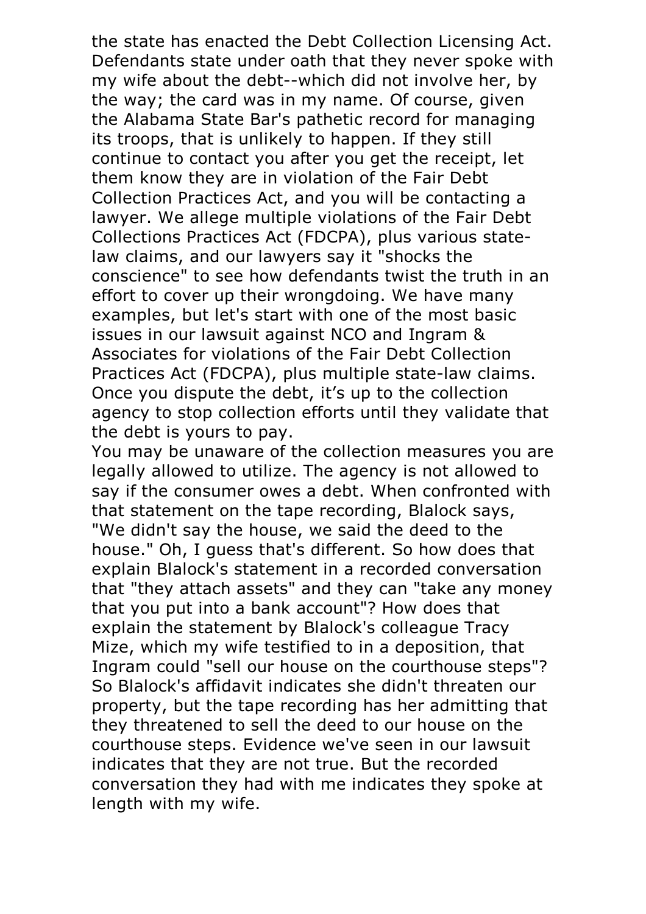the state has enacted the Debt Collection Licensing Act. Defendants state under oath that they never spoke with my wife about the debt--which did not involve her, by the way; the card was in my name. Of course, given the Alabama State Bar's pathetic record for managing its troops, that is unlikely to happen. If they still continue to contact you after you get the receipt, let them know they are in violation of the Fair Debt Collection Practices Act, and you will be contacting a lawyer. We allege multiple violations of the Fair Debt Collections Practices Act (FDCPA), plus various state-law claims, and our lawyers say it "shocks the conscience" to see how defendants twist the truth in an effort to cover up their wrongdoing. We have many examples, but let's start with one of the most basic issues in our lawsuit against NCO and Ingram & Associates for violations of the Fair Debt Collection Practices Act (FDCPA), plus multiple state-law claims. Once you dispute the debt, it’s up to the collection agency to stop collection efforts until they validate that the debt is yours to pay.

You may be unaware of the collection measures you are legally allowed to utilize. The agency is not allowed to say if the consumer owes a debt. When confronted with that statement on the tape recording, Blalock says, "We didn't say the house, we said the deed to the house." Oh, I guess that's different. So how does that explain Blalock's statement in a recorded conversation that "they attach assets" and they can "take any money that you put into a bank account"? How does that explain the statement by Blalock's colleague Tracy Mize, which my wife testified to in a deposition, that Ingram could "sell our house on the courthouse steps"? So Blalock's affidavit indicates she didn't threaten our property, but the tape recording has her admitting that they threatened to sell the deed to our house on the courthouse steps. Evidence we've seen in our lawsuit indicates that they are not true. But the recorded conversation they had with me indicates they spoke at length with my wife.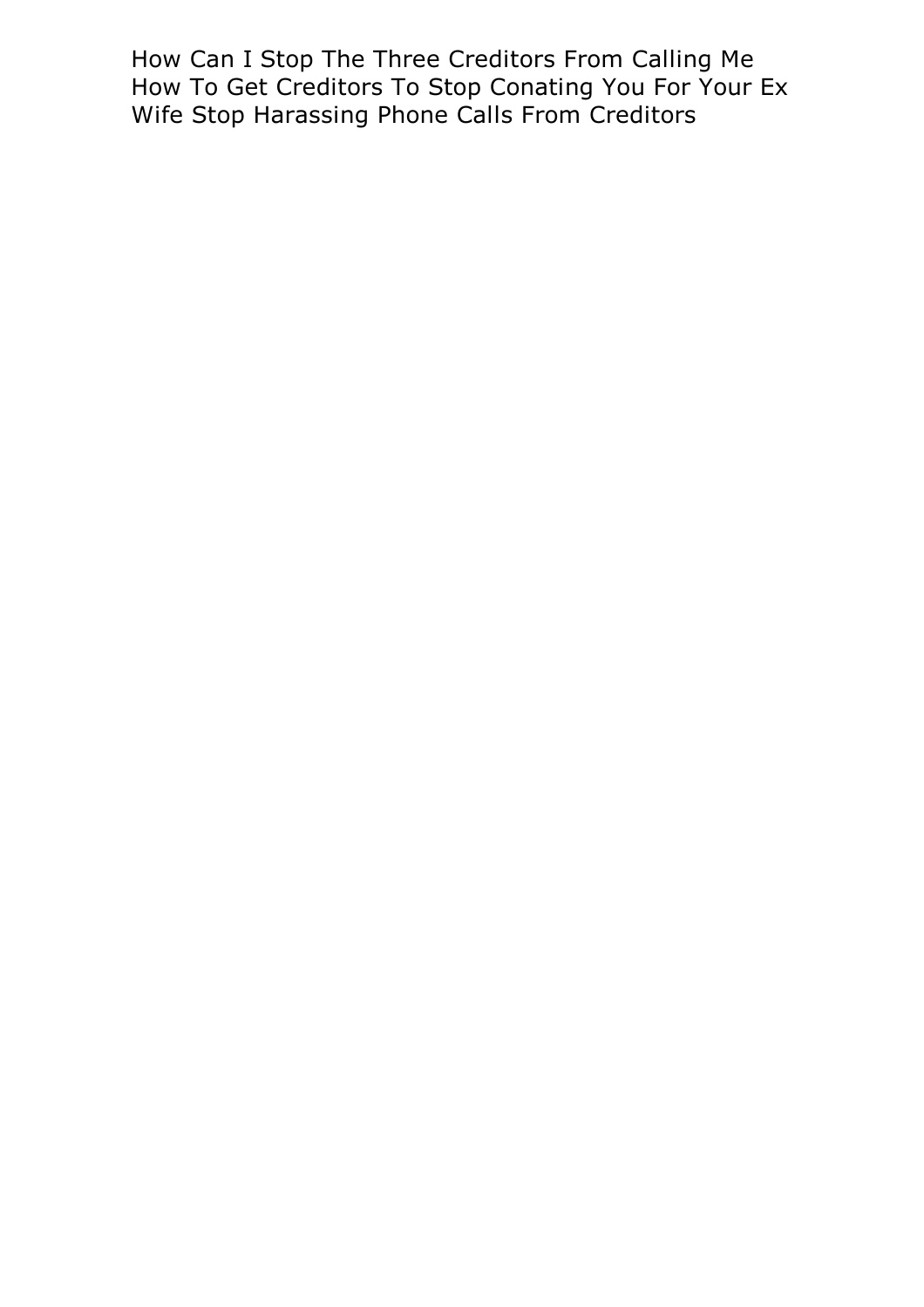How Can I Stop The Three Creditors From Calling Me
How To Get Creditors To Stop Conating You For Your Ex
Wife Stop Harassing Phone Calls From Creditors